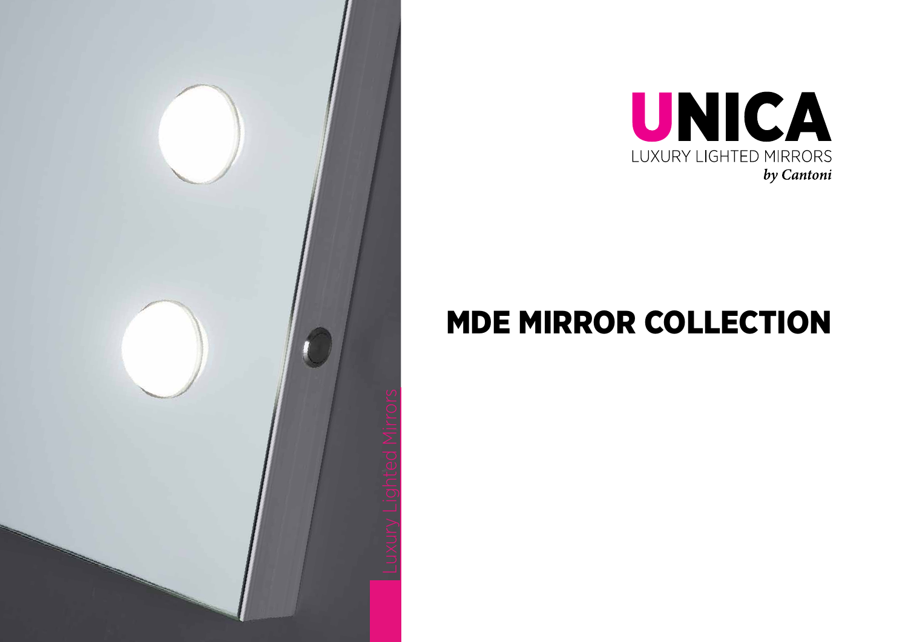UNICA

LUXURY LIGHTED MIRRORS

*by Cantoni*

# MDE MIRROR COLLECTION

Luxury Lighted Mirrors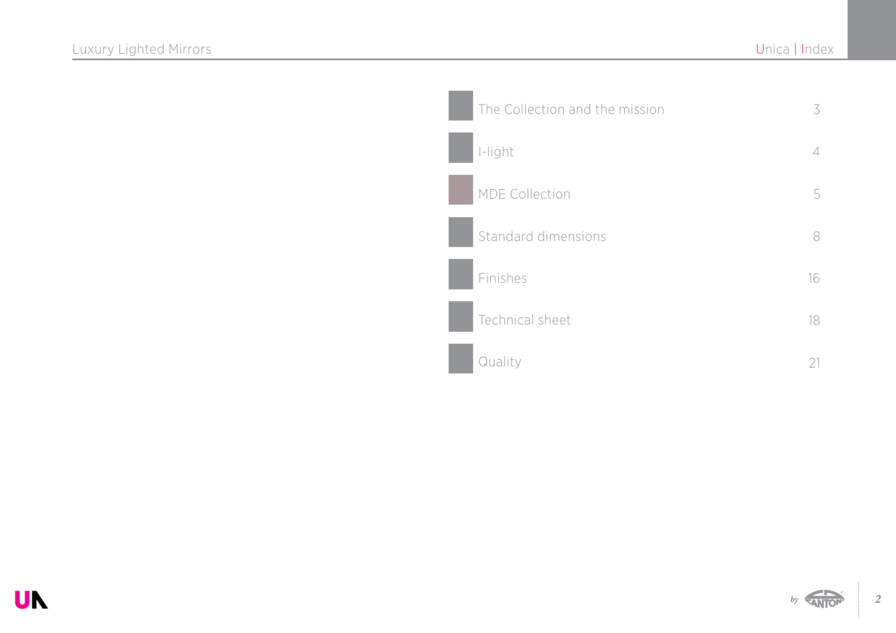# Index

| | |
|---|---|
| The Collection and the mission | 3 |
| I-light | 4 |
| MDE Collection | 5 |
| Standard dimensions | 8 |
| Finishes | 16 |
| Technical sheet | 18 |
| Quality | 21 |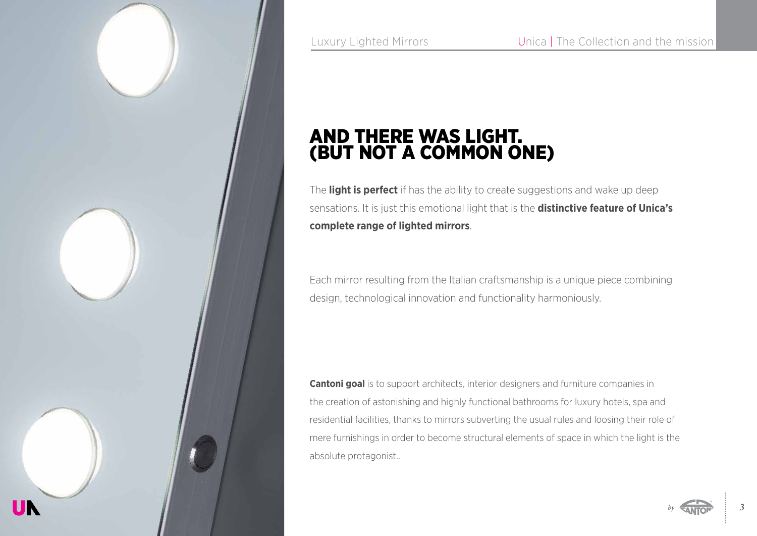# AND THERE WAS LIGHT. (BUT NOT A COMMON ONE)

The **light is perfect** if has the ability to create suggestions and wake up deep sensations. It is just this emotional light that is the **distinctive feature of Unica's complete range of lighted mirrors**.

Each mirror resulting from the Italian craftsmanship is a unique piece combining design, technological innovation and functionality harmoniously.

**Cantoni goal** is to support architects, interior designers and furniture companies in the creation of astonishing and highly functional bathrooms for luxury hotels, spa and residential facilities, thanks to mirrors subverting the usual rules and loosing their role of mere furnishings in order to become structural elements of space in which the light is the absolute protagonist..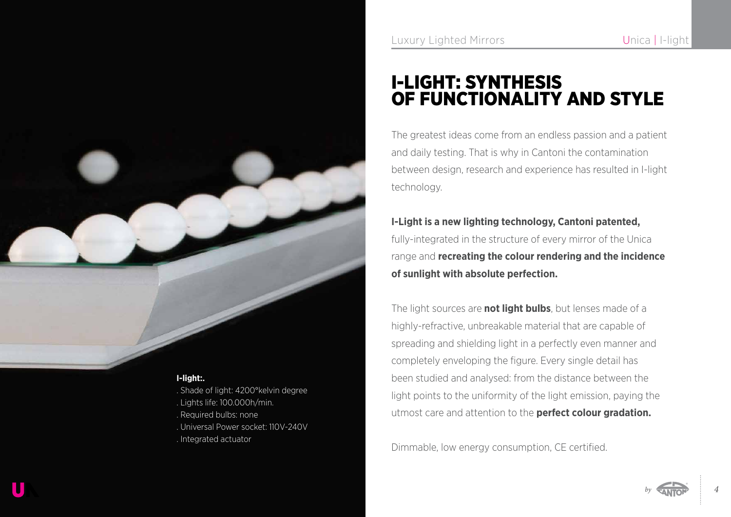# I-LIGHT: SYNTHESIS OF FUNCTIONALITY AND STYLE

The greatest ideas come from an endless passion and a patient and daily testing. That is why in Cantoni the contamination between design, research and experience has resulted in I-light technology.

**I-Light is a new lighting technology, Cantoni patented,** fully-integrated in the structure of every mirror of the Unica range and **recreating the colour rendering and the incidence of sunlight with absolute perfection.**

The light sources are **not light bulbs**, but lenses made of a highly-refractive, unbreakable material that are capable of spreading and shielding light in a perfectly even manner and completely enveloping the figure. Every single detail has been studied and analysed: from the distance between the light points to the uniformity of the light emission, paying the utmost care and attention to the **perfect colour gradation.**

Dimmable, low energy consumption, CE certified.

**I-light:.**

. Shade of light: 4200°kelvin degree
. Lights life: 100.000h/min.
. Required bulbs: none
. Universal Power socket: 110V-240V
. Integrated actuator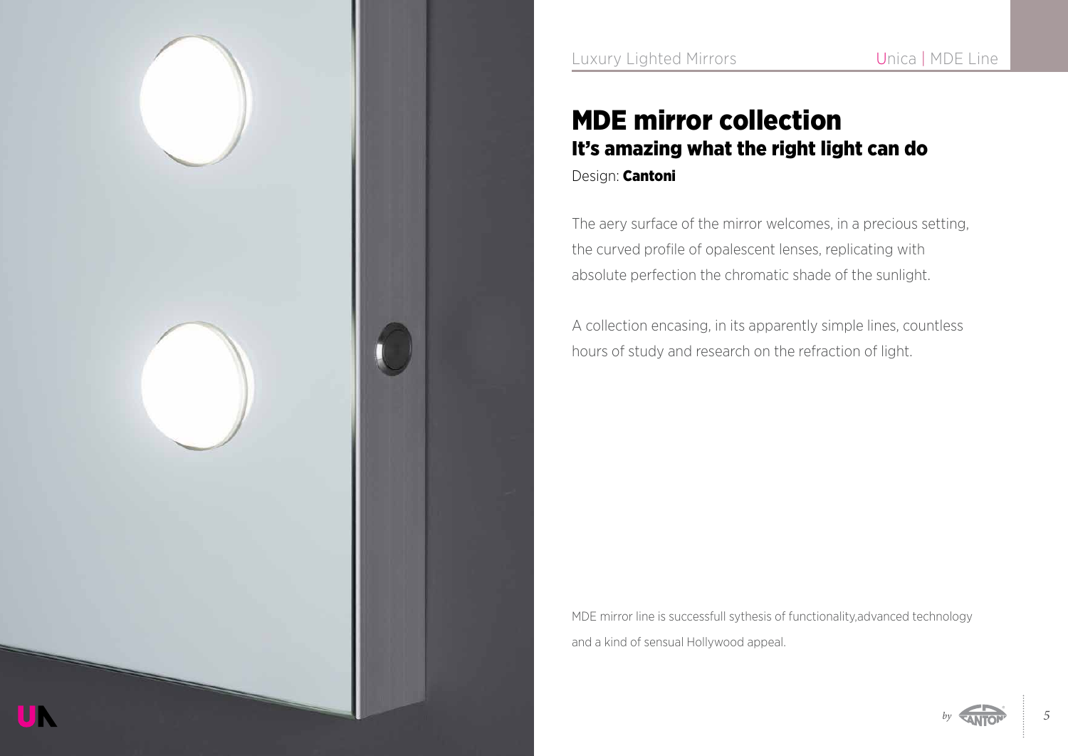# MDE mirror collection

## It's amazing what the right light can do

Design: **Cantoni**

The aery surface of the mirror welcomes, in a precious setting, the curved profile of opalescent lenses, replicating with absolute perfection the chromatic shade of the sunlight.

A collection encasing, in its apparently simple lines, countless hours of study and research on the refraction of light.

MDE mirror line is successfull sythesis of functionality,advanced technology and a kind of sensual Hollywood appeal.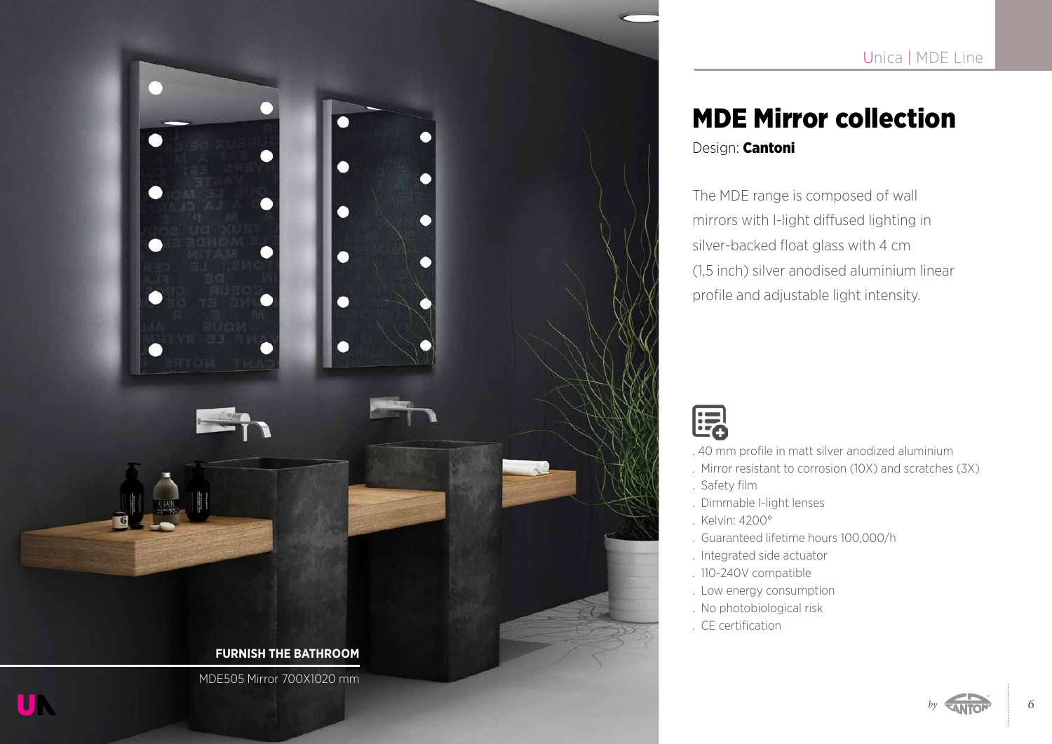FURNISH THE BATHROOM

MDE505 Mirror 700X1020 mm

# MDE Mirror collection

Design: **Cantoni**

The MDE range is composed of wall mirrors with I-light diffused lighting in silver-backed float glass with 4 cm (1,5 inch) silver anodised aluminium linear profile and adjustable light intensity.

. 40 mm profile in matt silver anodized aluminium
. Mirror resistant to corrosion (10X) and scratches (3X)
. Safety film
. Dimmable I-light lenses
. Kelvin: 4200°
. Guaranteed lifetime hours 100,000/h
. Integrated side actuator
. 110-240V compatible
. Low energy consumption
. No photobiological risk
. CE certification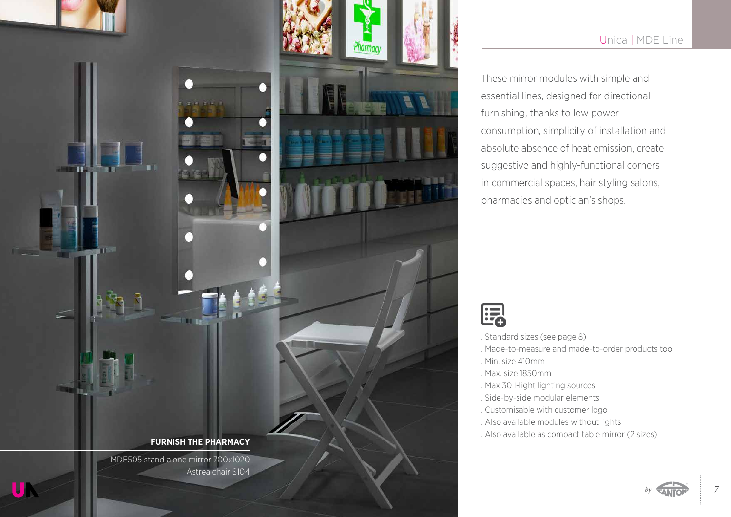# Unica | MDE Line

These mirror modules with simple and essential lines, designed for directional furnishing, thanks to low power consumption, simplicity of installation and absolute absence of heat emission, create suggestive and highly-functional corners in commercial spaces, hair styling salons, pharmacies and optician's shops.

. Standard sizes (see page 8)
. Made-to-measure and made-to-order products too.
. Min. size 410mm
. Max. size 1850mm
. Max 30 I-light lighting sources
. Side-by-side modular elements
. Customisable with customer logo
. Also available modules without lights
. Also available as compact table mirror (2 sizes)

**FURNISH THE PHARMACY**

MDE505 stand alone mirror 700x1020
Astrea chair S104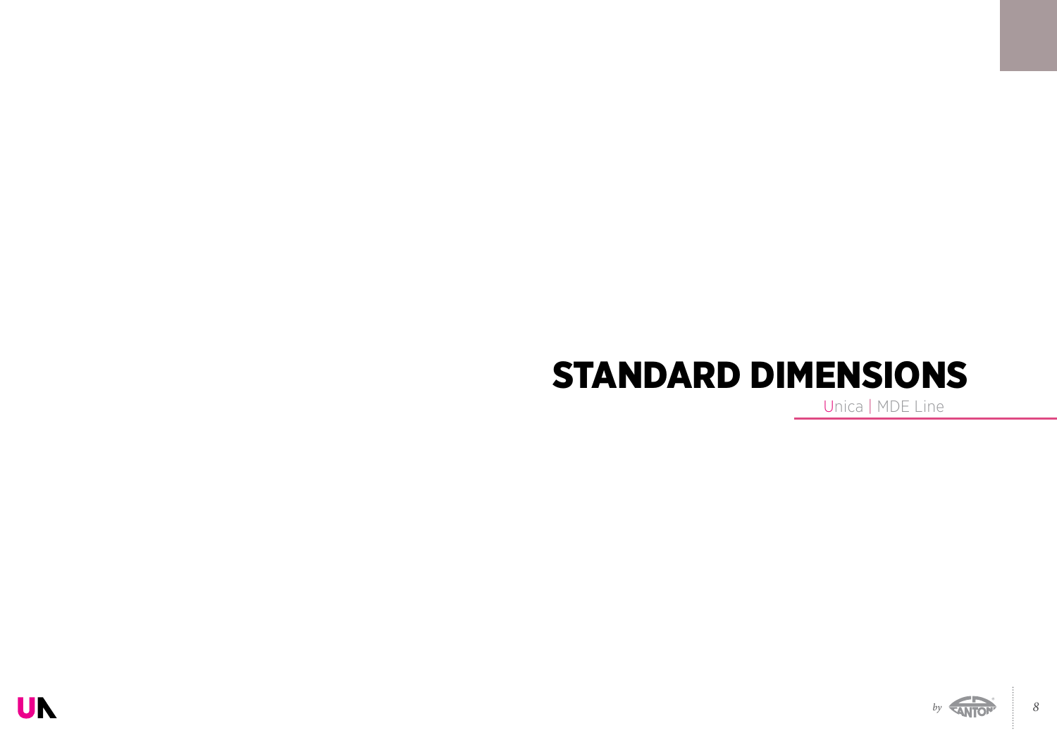# STANDARD DIMENSIONS

Unica | MDE Line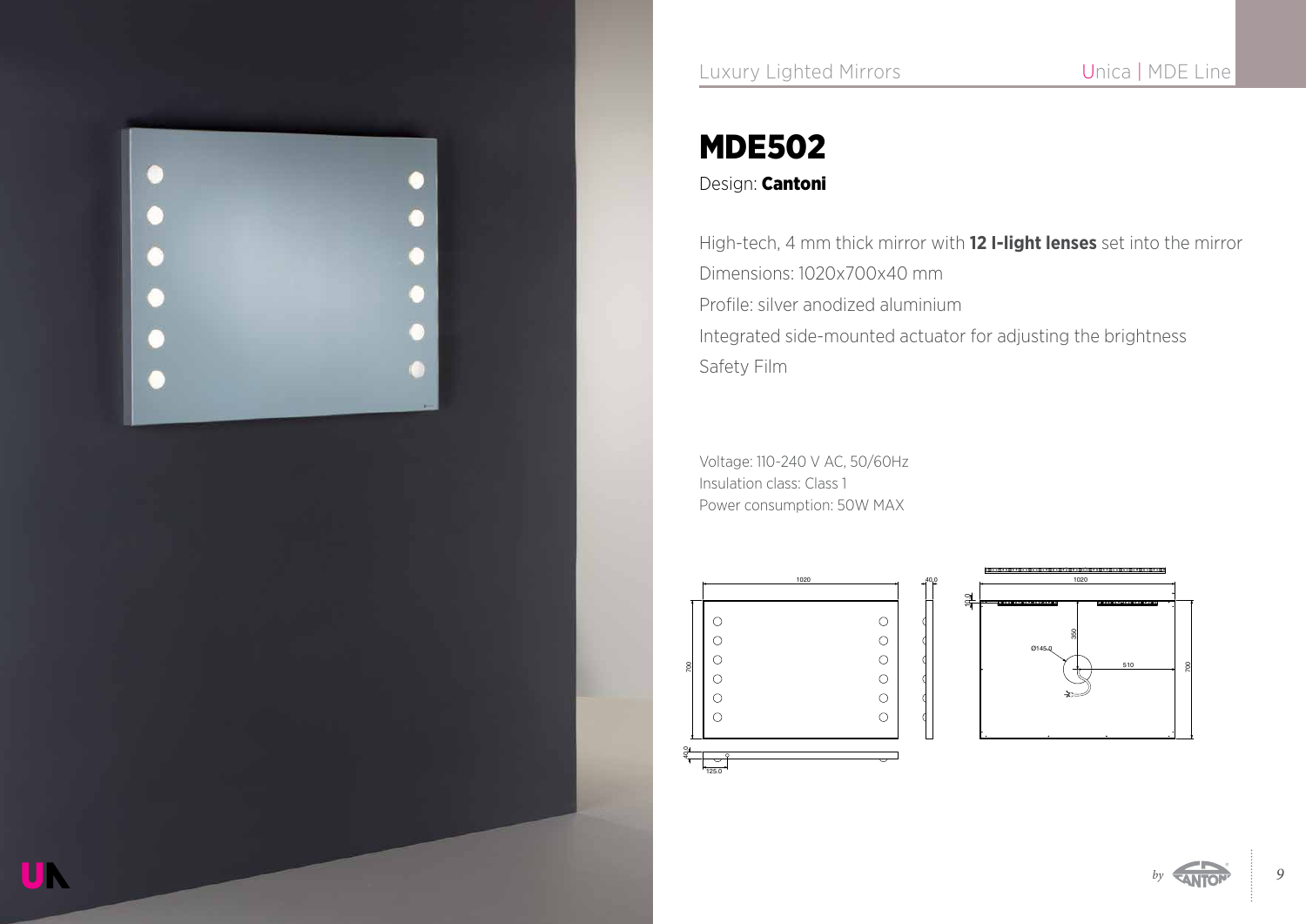# MDE502

Design: **Cantoni**

High-tech, 4 mm thick mirror with **12 I-light lenses** set into the mirror

Dimensions: 1020x700x40 mm

Profile: silver anodized aluminium

Integrated side-mounted actuator for adjusting the brightness

Safety Film

Voltage: 110-240 V AC, 50/60Hz

Insulation class: Class 1

Power consumption: 50W MAX

1020
40,0
1020
700
350
Ø145,0
510
700
40,0
125,0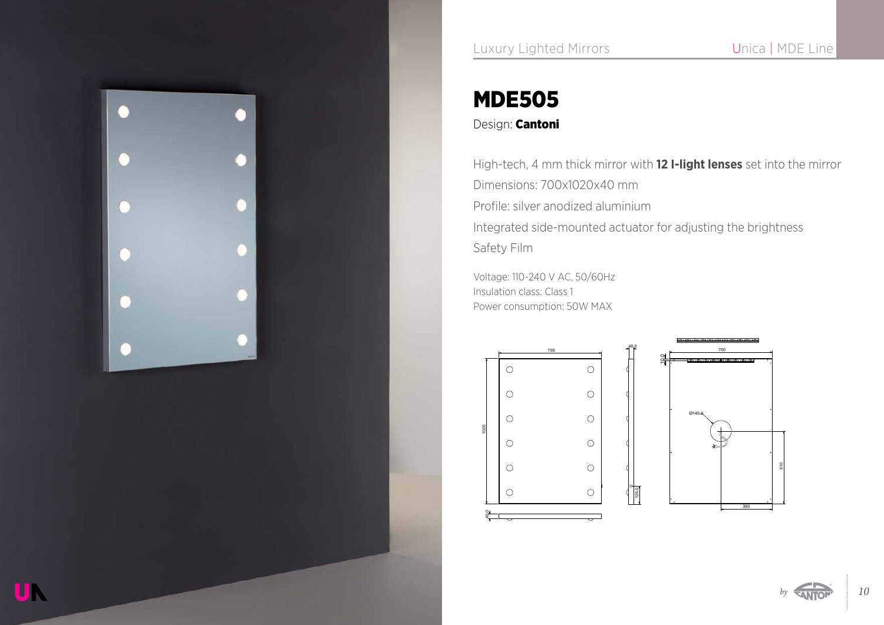Luxury Lighted Mirrors — Unica | MDE Line

# MDE505

Design: **Cantoni**

High-tech, 4 mm thick mirror with **12 I-light lenses** set into the mirror

Dimensions: 700x1020x40 mm

Profile: silver anodized aluminium

Integrated side-mounted actuator for adjusting the brightness

Safety Film

Voltage: 110-240 V AC, 50/60Hz

Insulation class: Class 1

Power consumption: 50W MAX

700

1020

40,0

40,0

125,0

10,0

700

Ø145,0

510

350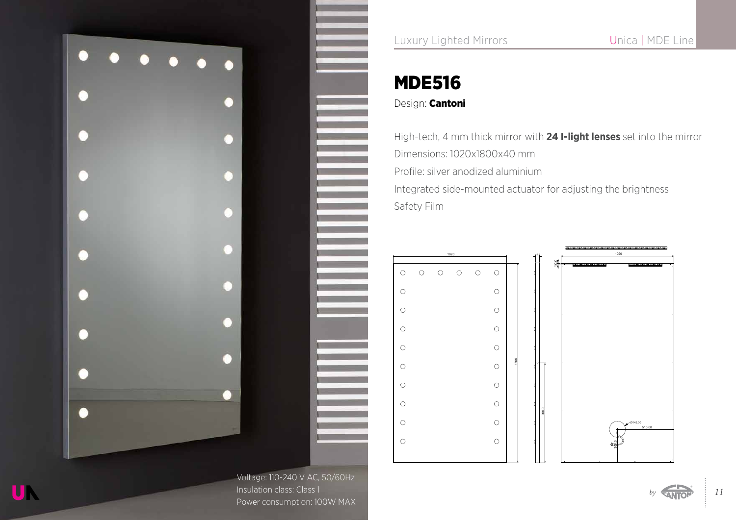# MDE516

Design: **Cantoni**

High-tech, 4 mm thick mirror with **24 I-light lenses** set into the mirror

Dimensions: 1020x1800x40 mm

Profile: silver anodized aluminium

Integrated side-mounted actuator for adjusting the brightness

Safety Film

1020

1800

900.0

1020

Ø145.00

510.00

Voltage: 110-240 V AC, 50/60Hz

Insulation class: Class 1

Power consumption: 100W MAX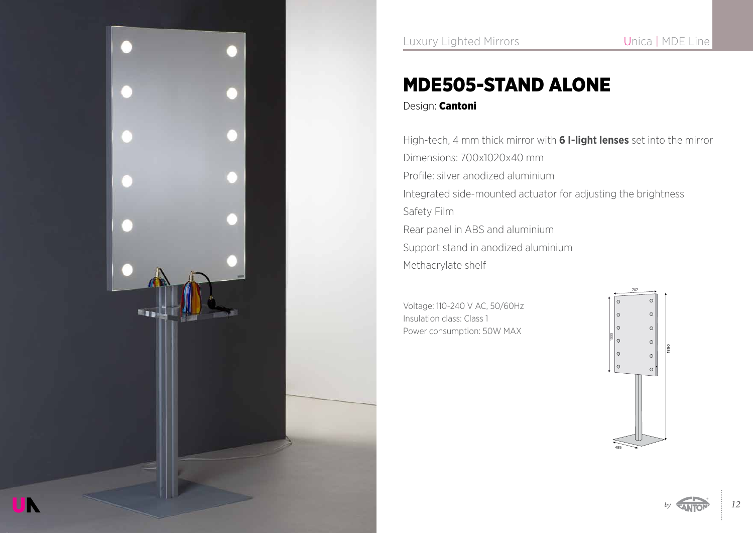Luxury Lighted Mirrors | Unica | MDE Line

# MDE505-STAND ALONE

Design: **Cantoni**

High-tech, 4 mm thick mirror with **6 I-light lenses** set into the mirror

Dimensions: 700x1020x40 mm

Profile: silver anodized aluminium

Integrated side-mounted actuator for adjusting the brightness

Safety Film

Rear panel in ABS and aluminium

Support stand in anodized aluminium

Methacrylate shelf

Voltage: 110-240 V AC, 50/60Hz
Insulation class: Class 1
Power consumption: 50W MAX

707
1000
1850
485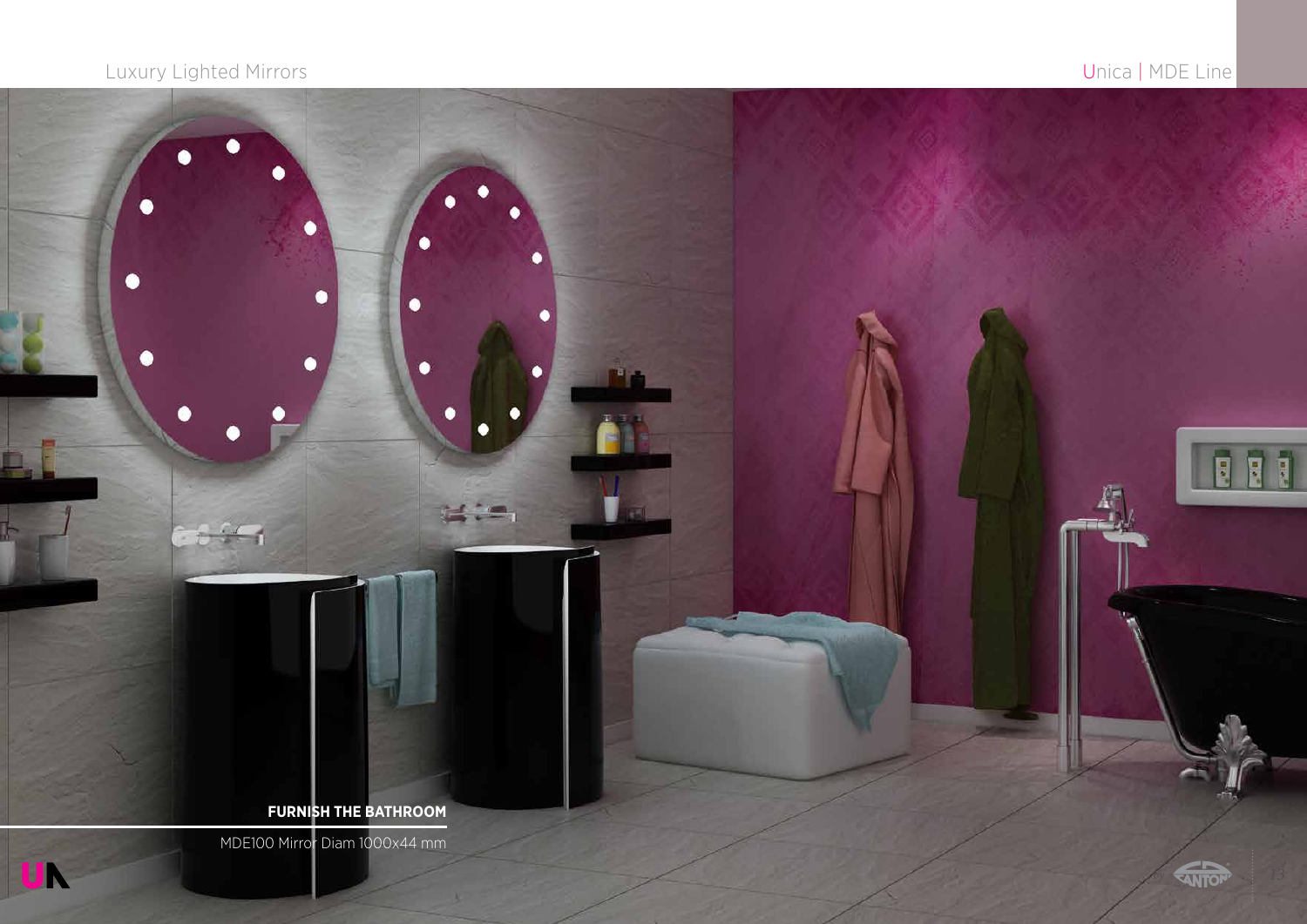**FURNISH THE BATHROOM**

MDE100 Mirror Diam 1000x44 mm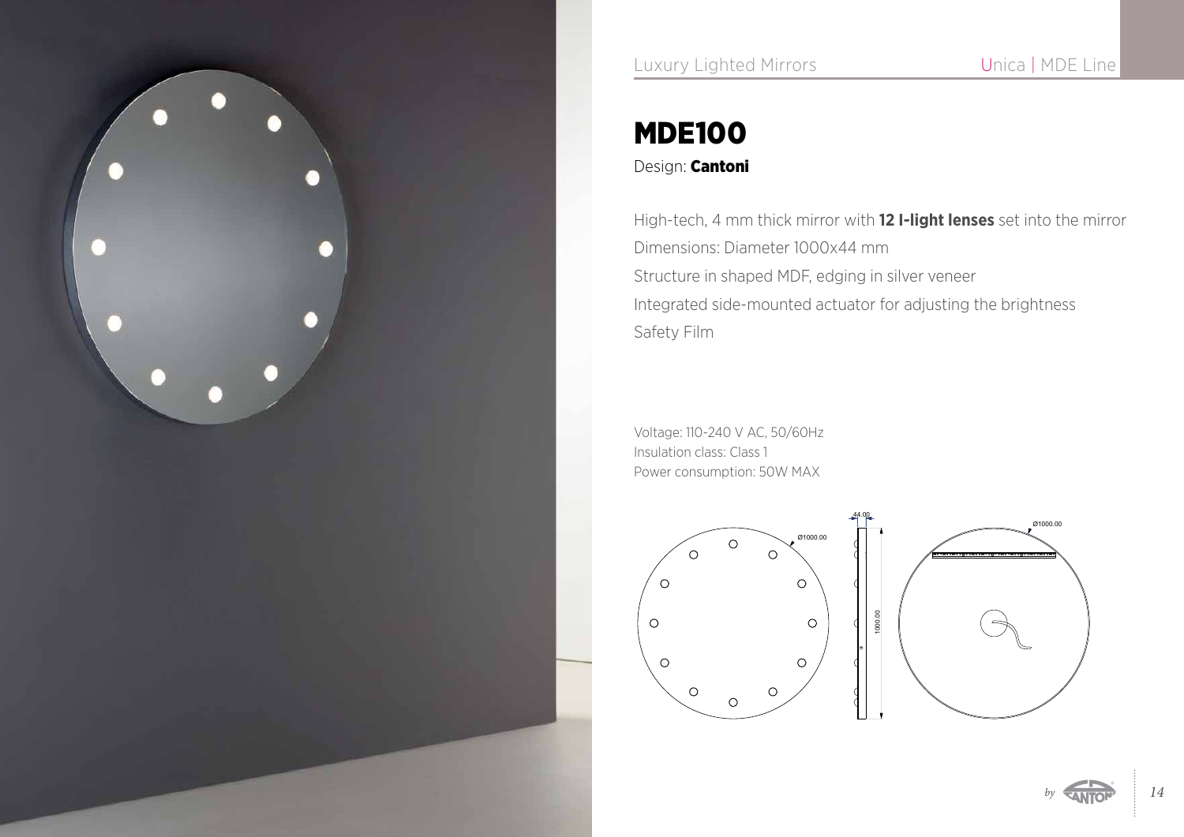Luxury Lighted Mirrors — Unica | MDE Line

# MDE100

Design: **Cantoni**

High-tech, 4 mm thick mirror with **12 I-light lenses** set into the mirror

Dimensions: Diameter 1000x44 mm

Structure in shaped MDF, edging in silver veneer

Integrated side-mounted actuator for adjusting the brightness

Safety Film

Voltage: 110-240 V AC, 50/60Hz
Insulation class: Class 1
Power consumption: 50W MAX

Ø1000.00

44.00

1000.00

Ø1000.00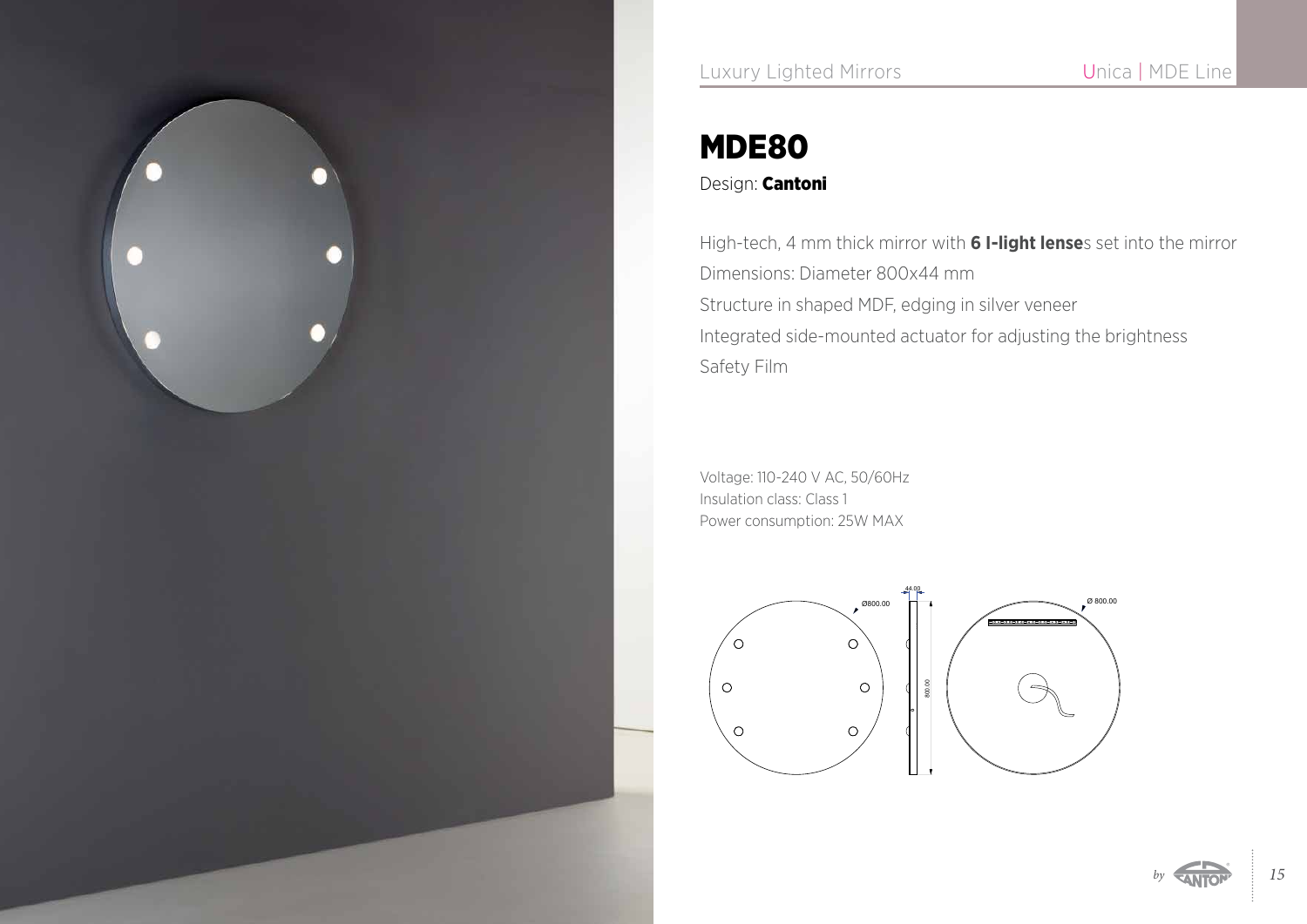# MDE80

Design: **Cantoni**

High-tech, 4 mm thick mirror with **6 I-light lense**s set into the mirror

Dimensions: Diameter 800x44 mm

Structure in shaped MDF, edging in silver veneer

Integrated side-mounted actuator for adjusting the brightness

Safety Film

Voltage: 110-240 V AC, 50/60Hz
Insulation class: Class 1
Power consumption: 25W MAX

Ø800.00

44.00

800.00

Ø 800.00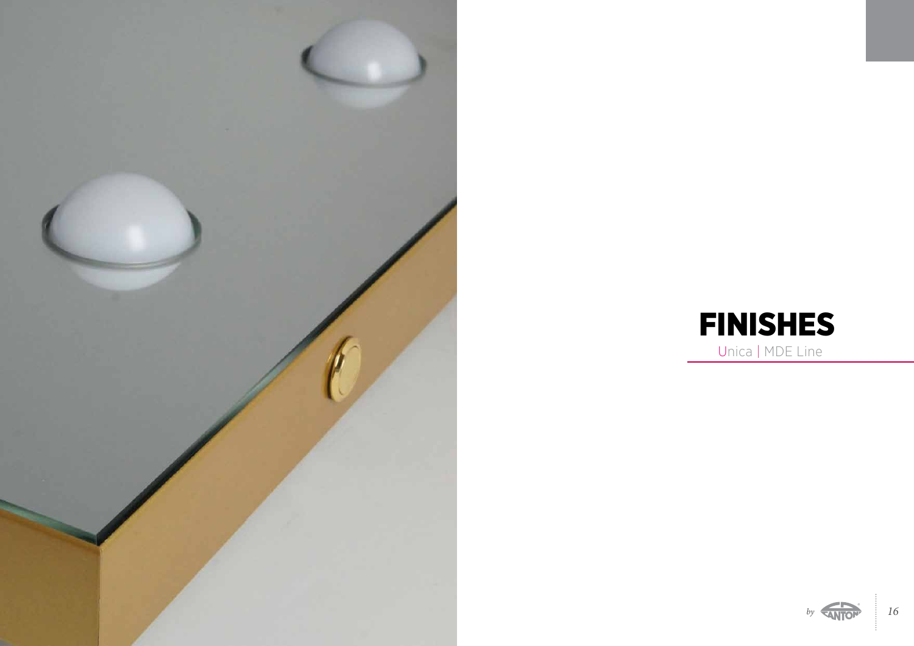# FINISHES

Unica | MDE Line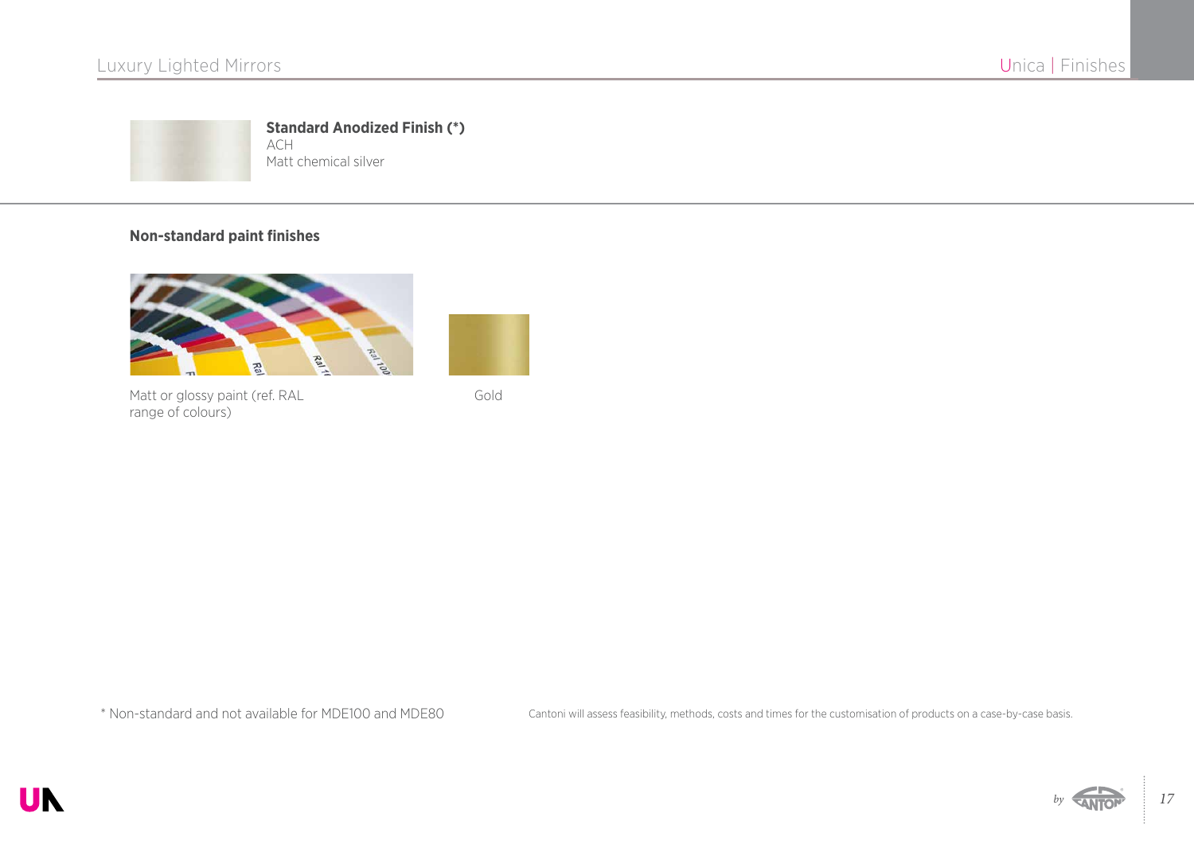**Standard Anodized Finish (*)**
ACH
Matt chemical silver

## Non-standard paint finishes

Matt or glossy paint (ref. RAL range of colours)

Gold

* Non-standard and not available for MDE100 and MDE80

Cantoni will assess feasibility, methods, costs and times for the customisation of products on a case-by-case basis.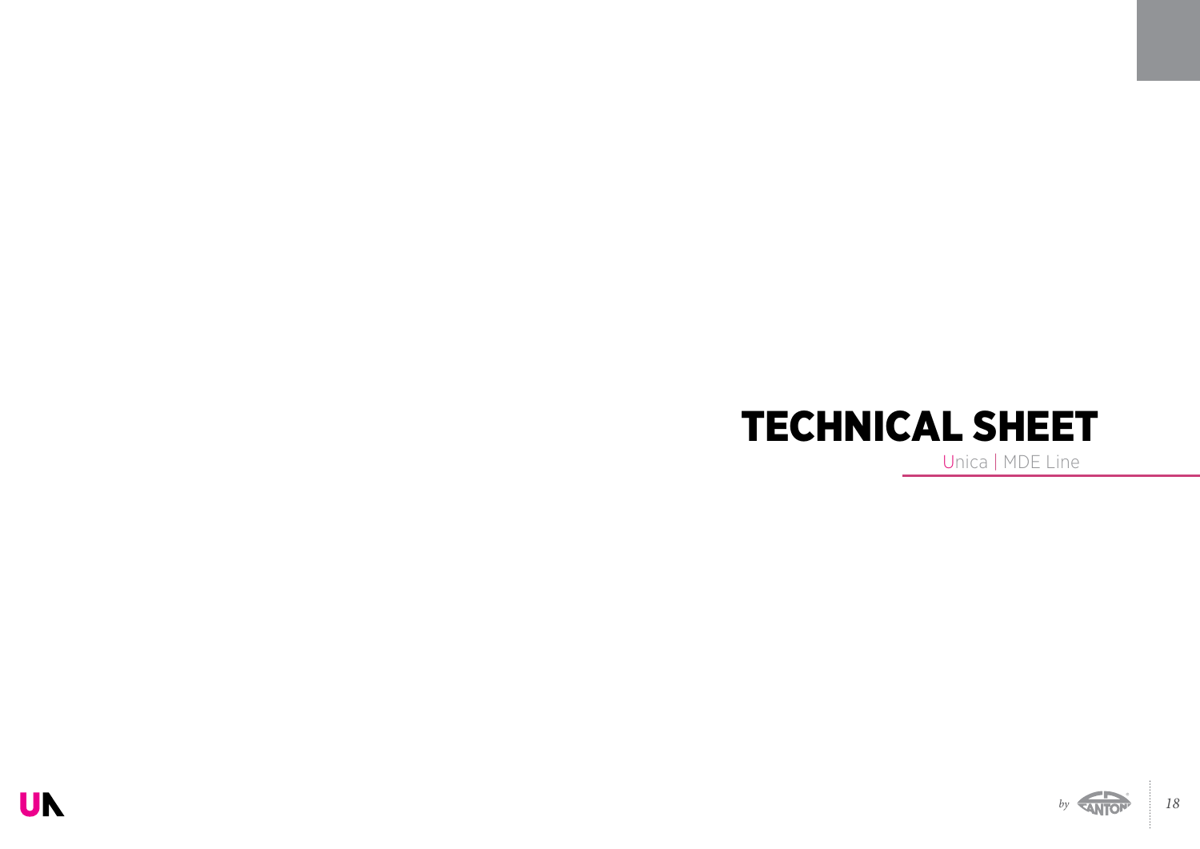# TECHNICAL SHEET

Unica | MDE Line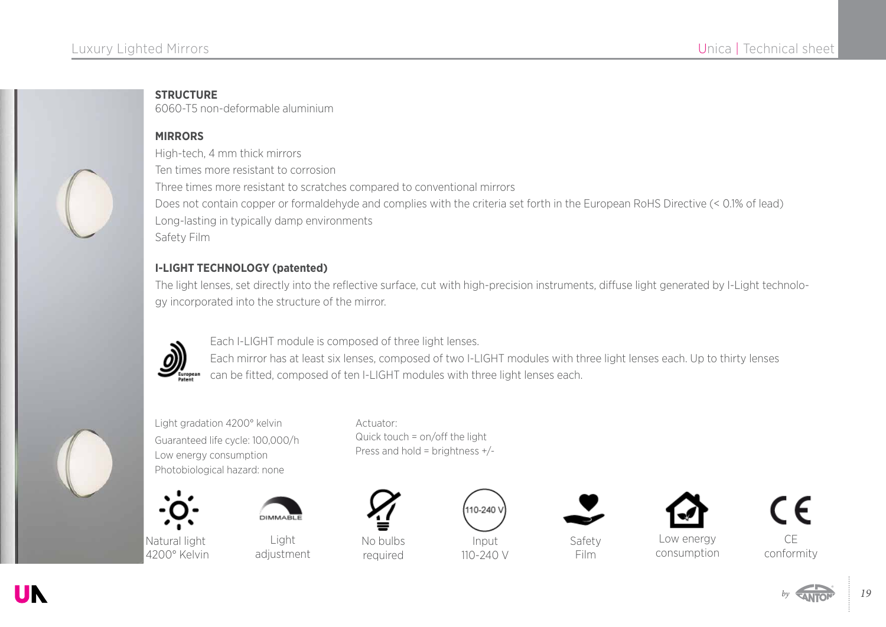### STRUCTURE

6060-T5 non-deformable aluminium

### MIRRORS

High-tech, 4 mm thick mirrors
Ten times more resistant to corrosion
Three times more resistant to scratches compared to conventional mirrors
Does not contain copper or formaldehyde and complies with the criteria set forth in the European RoHS Directive (< 0.1% of lead)
Long-lasting in typically damp environments
Safety Film

### I-LIGHT TECHNOLOGY (patented)

The light lenses, set directly into the reflective surface, cut with high-precision instruments, diffuse light generated by I-Light technology incorporated into the structure of the mirror.

European Patent

Each I-LIGHT module is composed of three light lenses.
Each mirror has at least six lenses, composed of two I-LIGHT modules with three light lenses each. Up to thirty lenses can be fitted, composed of ten I-LIGHT modules with three light lenses each.

Light gradation 4200° kelvin
Guaranteed life cycle: 100,000/h
Low energy consumption
Photobiological hazard: none

Actuator:
Quick touch = on/off the light
Press and hold = brightness +/-

Natural light 4200° Kelvin | Light adjustment (DIMMABLE) | No bulbs required | Input 110-240 V | Safety Film | Low energy consumption | CE conformity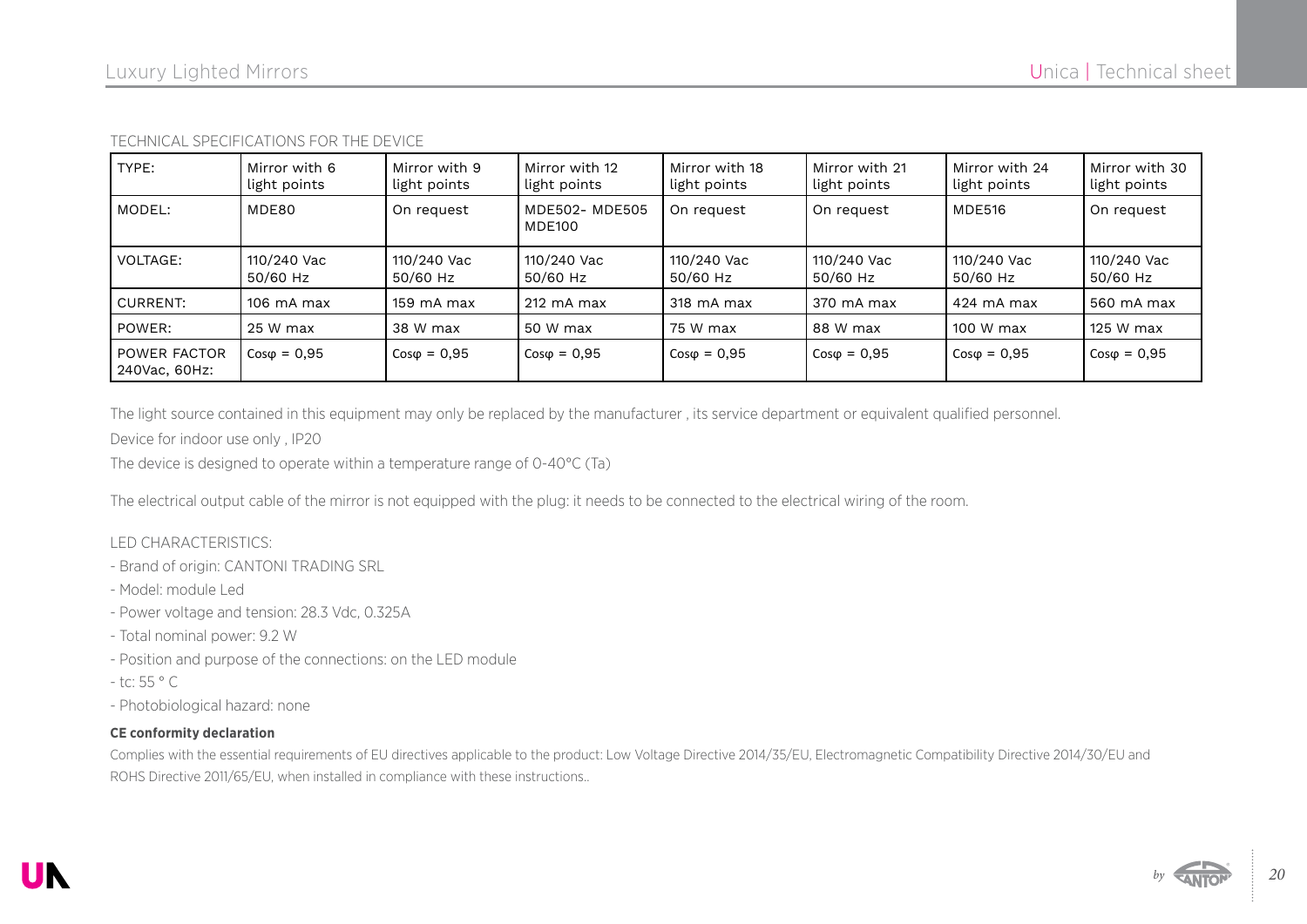TECHNICAL SPECIFICATIONS FOR THE DEVICE

| TYPE: | Mirror with 6 light points | Mirror with 9 light points | Mirror with 12 light points | Mirror with 18 light points | Mirror with 21 light points | Mirror with 24 light points | Mirror with 30 light points |
|---|---|---|---|---|---|---|---|
| MODEL: | MDE80 | On request | MDE502- MDE505 MDE100 | On request | On request | MDE516 | On request |
| VOLTAGE: | 110/240 Vac 50/60 Hz | 110/240 Vac 50/60 Hz | 110/240 Vac 50/60 Hz | 110/240 Vac 50/60 Hz | 110/240 Vac 50/60 Hz | 110/240 Vac 50/60 Hz | 110/240 Vac 50/60 Hz |
| CURRENT: | 106 mA max | 159 mA max | 212 mA max | 318 mA max | 370 mA max | 424 mA max | 560 mA max |
| POWER: | 25 W max | 38 W max | 50 W max | 75 W max | 88 W max | 100 W max | 125 W max |
| POWER FACTOR 240Vac, 60Hz: | Cosφ = 0,95 | Cosφ = 0,95 | Cosφ = 0,95 | Cosφ = 0,95 | Cosφ = 0,95 | Cosφ = 0,95 | Cosφ = 0,95 |

The light source contained in this equipment may only be replaced by the manufacturer , its service department or equivalent qualified personnel.

Device for indoor use only , IP20

The device is designed to operate within a temperature range of 0-40°C (Ta)

The electrical output cable of the mirror is not equipped with the plug: it needs to be connected to the electrical wiring of the room.

LED CHARACTERISTICS:

- Brand of origin: CANTONI TRADING SRL
- Model: module Led
- Power voltage and tension: 28.3 Vdc, 0.325A
- Total nominal power: 9.2 W
- Position and purpose of the connections: on the LED module
- tc: 55 ° C
- Photobiological hazard: none

**CE conformity declaration**

Complies with the essential requirements of EU directives applicable to the product: Low Voltage Directive 2014/35/EU, Electromagnetic Compatibility Directive 2014/30/EU and ROHS Directive 2011/65/EU, when installed in compliance with these instructions..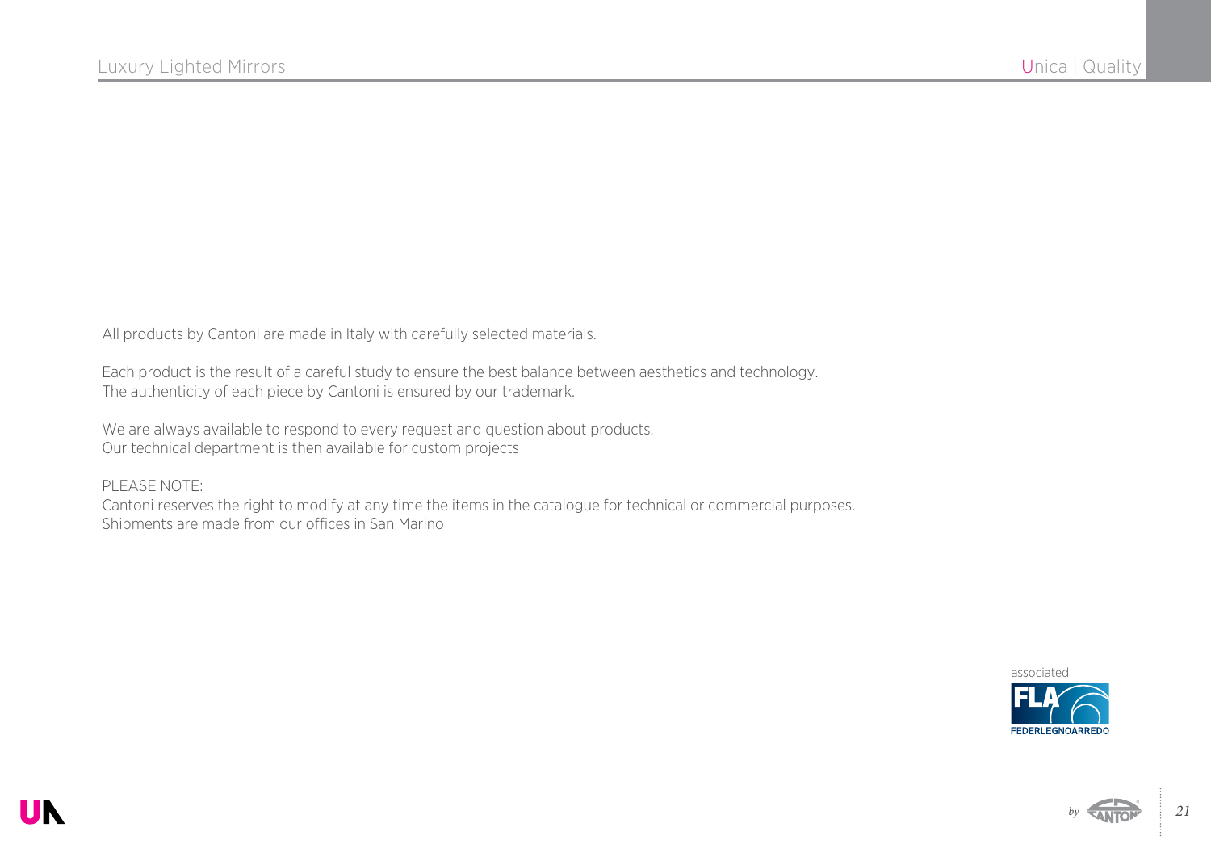All products by Cantoni are made in Italy with carefully selected materials.

Each product is the result of a careful study to ensure the best balance between aesthetics and technology.
The authenticity of each piece by Cantoni is ensured by our trademark.

We are always available to respond to every request and question about products.
Our technical department is then available for custom projects

PLEASE NOTE:
Cantoni reserves the right to modify at any time the items in the catalogue for technical or commercial purposes.
Shipments are made from our offices in San Marino

associated

FLA
FEDERLEGNOARREDO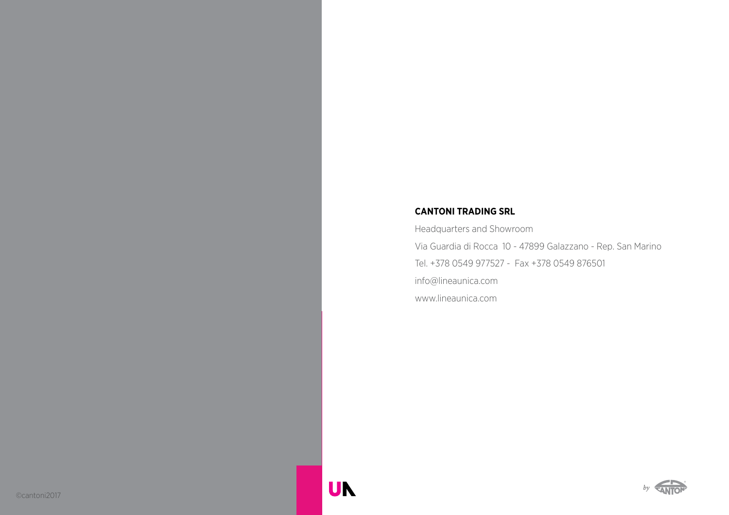**CANTONI TRADING SRL**

Headquarters and Showroom

Via Guardia di Rocca 10 - 47899 Galazzano - Rep. San Marino

Tel. +378 0549 977527 - Fax +378 0549 876501

info@lineaunica.com

www.lineaunica.com

©cantoni2017